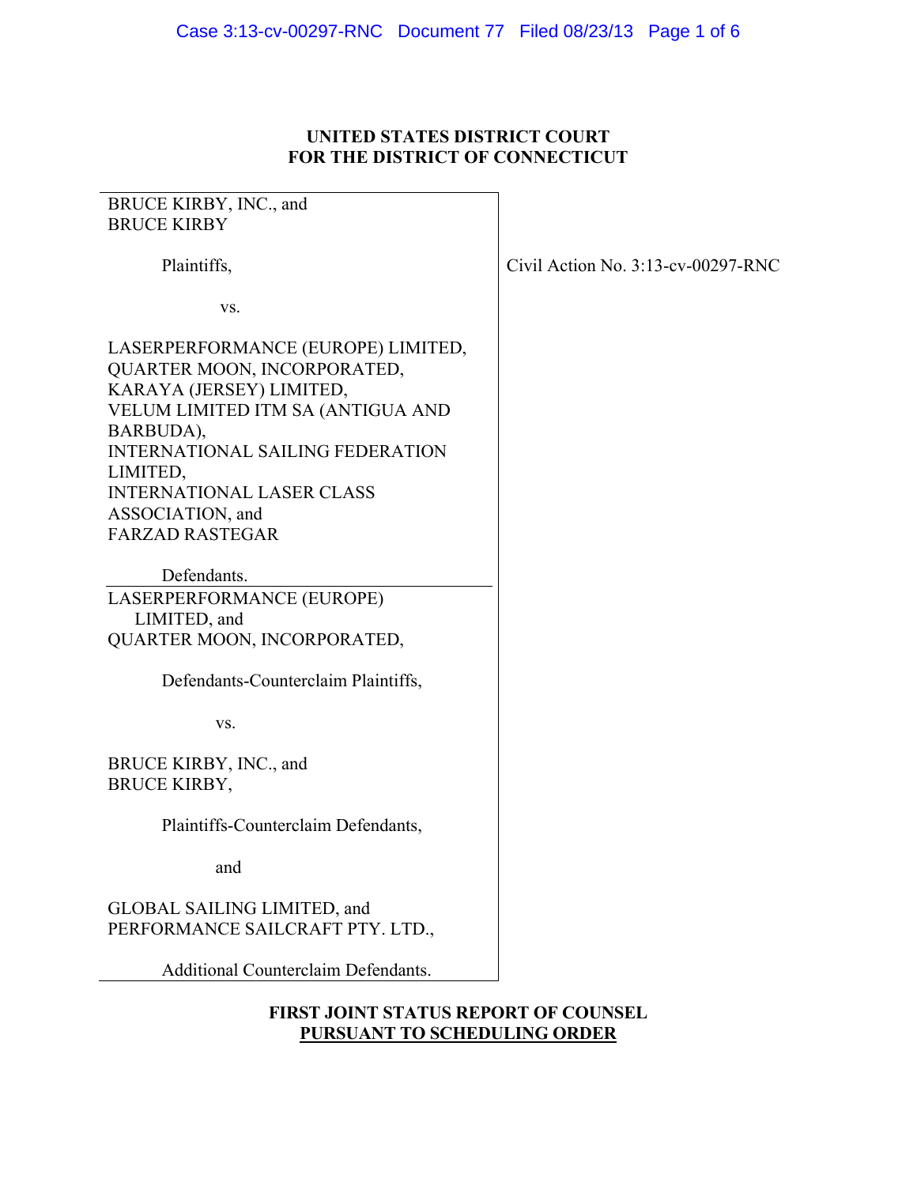**UNITED STATES DISTRICT COURT**
**FOR THE DISTRICT OF CONNECTICUT**

| | |
|---|---|
| BRUCE KIRBY, INC., and<br>BRUCE KIRBY<br><br>Plaintiffs,<br><br>vs.<br><br>LASERPERFORMANCE (EUROPE) LIMITED,<br>QUARTER MOON, INCORPORATED,<br>KARAYA (JERSEY) LIMITED,<br>VELUM LIMITED ITM SA (ANTIGUA AND BARBUDA),<br>INTERNATIONAL SAILING FEDERATION LIMITED,<br>INTERNATIONAL LASER CLASS ASSOCIATION, and<br>FARZAD RASTEGAR<br><br>Defendants. | Civil Action No. 3:13-cv-00297-RNC |
| LASERPERFORMANCE (EUROPE) LIMITED, and<br>QUARTER MOON, INCORPORATED,<br><br>Defendants-Counterclaim Plaintiffs,<br><br>vs.<br><br>BRUCE KIRBY, INC., and<br>BRUCE KIRBY,<br><br>Plaintiffs-Counterclaim Defendants,<br><br>and<br><br>GLOBAL SAILING LIMITED, and<br>PERFORMANCE SAILCRAFT PTY. LTD.,<br><br>Additional Counterclaim Defendants. | |

**FIRST JOINT STATUS REPORT OF COUNSEL**
**PURSUANT TO SCHEDULING ORDER**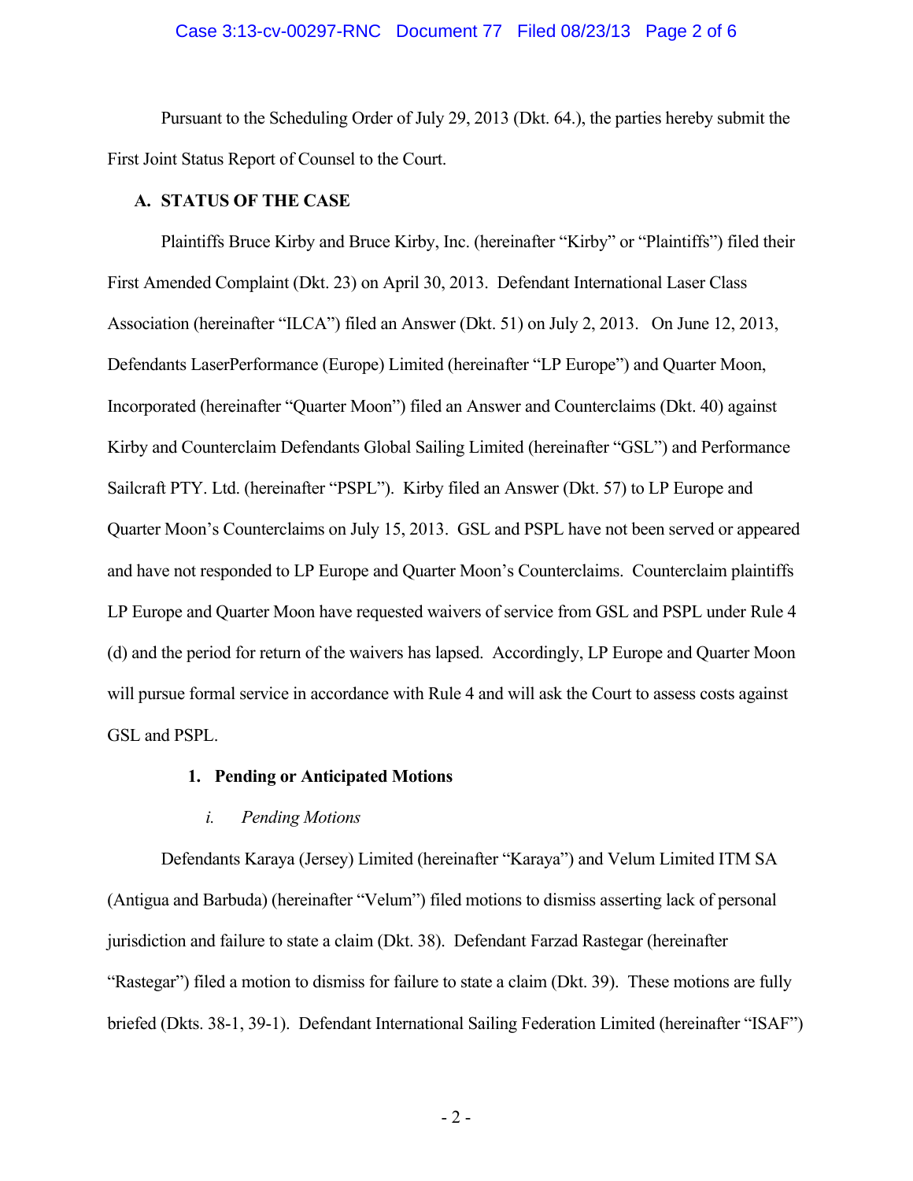Pursuant to the Scheduling Order of July 29, 2013 (Dkt. 64.), the parties hereby submit the First Joint Status Report of Counsel to the Court.

### A. STATUS OF THE CASE

Plaintiffs Bruce Kirby and Bruce Kirby, Inc. (hereinafter "Kirby" or "Plaintiffs") filed their First Amended Complaint (Dkt. 23) on April 30, 2013. Defendant International Laser Class Association (hereinafter "ILCA") filed an Answer (Dkt. 51) on July 2, 2013. On June 12, 2013, Defendants LaserPerformance (Europe) Limited (hereinafter "LP Europe") and Quarter Moon, Incorporated (hereinafter "Quarter Moon") filed an Answer and Counterclaims (Dkt. 40) against Kirby and Counterclaim Defendants Global Sailing Limited (hereinafter "GSL") and Performance Sailcraft PTY. Ltd. (hereinafter "PSPL"). Kirby filed an Answer (Dkt. 57) to LP Europe and Quarter Moon's Counterclaims on July 15, 2013. GSL and PSPL have not been served or appeared and have not responded to LP Europe and Quarter Moon's Counterclaims. Counterclaim plaintiffs LP Europe and Quarter Moon have requested waivers of service from GSL and PSPL under Rule 4 (d) and the period for return of the waivers has lapsed. Accordingly, LP Europe and Quarter Moon will pursue formal service in accordance with Rule 4 and will ask the Court to assess costs against GSL and PSPL.

#### 1. Pending or Anticipated Motions

##### *i. Pending Motions*

Defendants Karaya (Jersey) Limited (hereinafter "Karaya") and Velum Limited ITM SA (Antigua and Barbuda) (hereinafter "Velum") filed motions to dismiss asserting lack of personal jurisdiction and failure to state a claim (Dkt. 38). Defendant Farzad Rastegar (hereinafter "Rastegar") filed a motion to dismiss for failure to state a claim (Dkt. 39). These motions are fully briefed (Dkts. 38-1, 39-1). Defendant International Sailing Federation Limited (hereinafter "ISAF")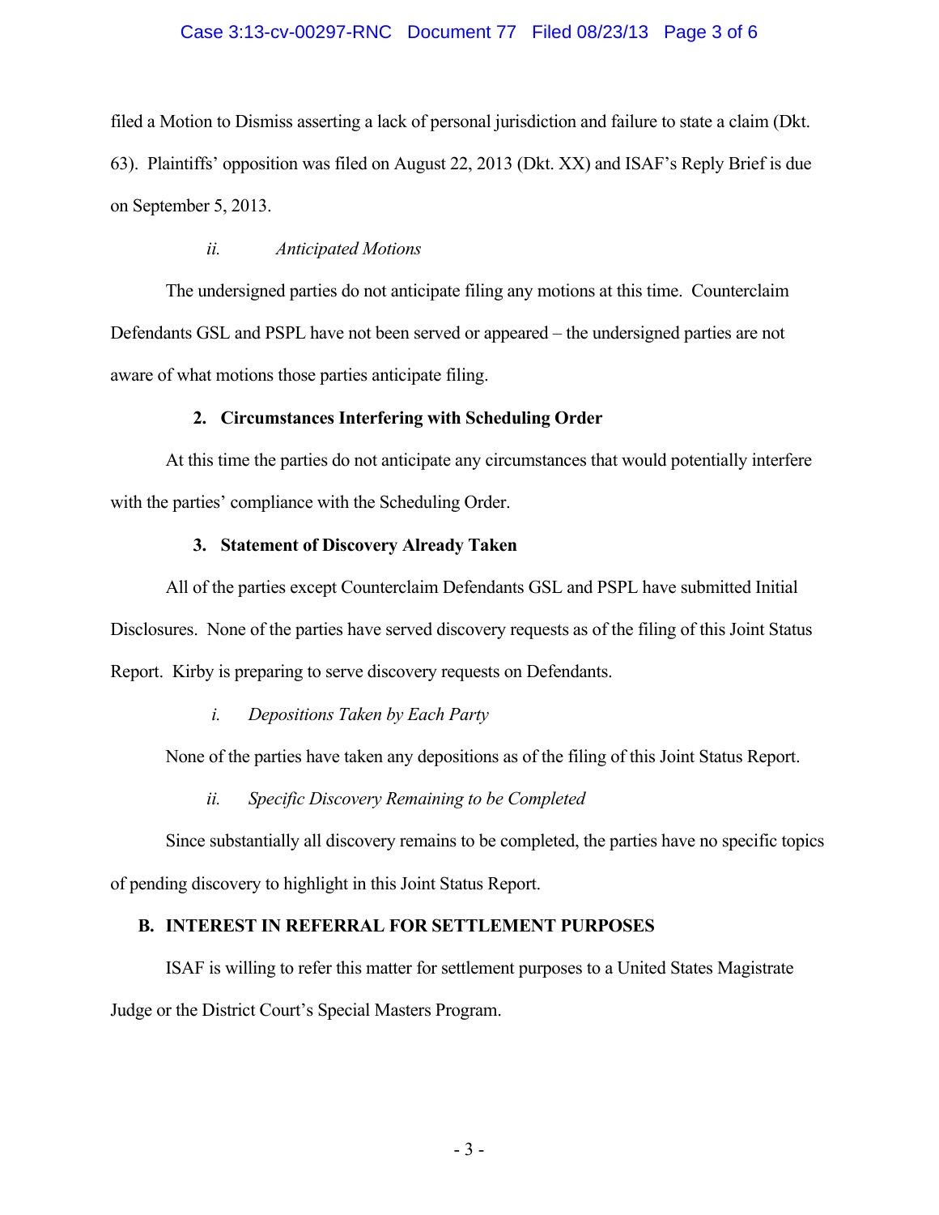filed a Motion to Dismiss asserting a lack of personal jurisdiction and failure to state a claim (Dkt. 63). Plaintiffs' opposition was filed on August 22, 2013 (Dkt. XX) and ISAF's Reply Brief is due on September 5, 2013.

*ii. Anticipated Motions*

The undersigned parties do not anticipate filing any motions at this time. Counterclaim Defendants GSL and PSPL have not been served or appeared – the undersigned parties are not aware of what motions those parties anticipate filing.

**2. Circumstances Interfering with Scheduling Order**

At this time the parties do not anticipate any circumstances that would potentially interfere with the parties' compliance with the Scheduling Order.

**3. Statement of Discovery Already Taken**

All of the parties except Counterclaim Defendants GSL and PSPL have submitted Initial Disclosures. None of the parties have served discovery requests as of the filing of this Joint Status Report. Kirby is preparing to serve discovery requests on Defendants.

*i. Depositions Taken by Each Party*

None of the parties have taken any depositions as of the filing of this Joint Status Report.

*ii. Specific Discovery Remaining to be Completed*

Since substantially all discovery remains to be completed, the parties have no specific topics of pending discovery to highlight in this Joint Status Report.

**B. INTEREST IN REFERRAL FOR SETTLEMENT PURPOSES**

ISAF is willing to refer this matter for settlement purposes to a United States Magistrate Judge or the District Court's Special Masters Program.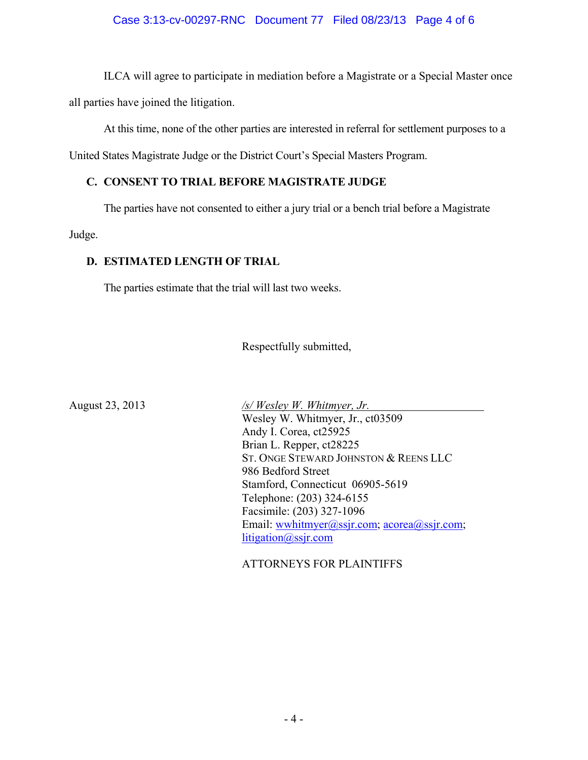ILCA will agree to participate in mediation before a Magistrate or a Special Master once all parties have joined the litigation.

At this time, none of the other parties are interested in referral for settlement purposes to a United States Magistrate Judge or the District Court's Special Masters Program.

### C. CONSENT TO TRIAL BEFORE MAGISTRATE JUDGE

The parties have not consented to either a jury trial or a bench trial before a Magistrate Judge.

### D. ESTIMATED LENGTH OF TRIAL

The parties estimate that the trial will last two weeks.

Respectfully submitted,

August 23, 2013

*/s/ Wesley W. Whitmyer, Jr.*
Wesley W. Whitmyer, Jr., ct03509
Andy I. Corea, ct25925
Brian L. Repper, ct28225
ST. ONGE STEWARD JOHNSTON & REENS LLC
986 Bedford Street
Stamford, Connecticut 06905-5619
Telephone: (203) 324-6155
Facsimile: (203) 327-1096
Email: wwhitmyer@ssjr.com; acorea@ssjr.com; litigation@ssjr.com

ATTORNEYS FOR PLAINTIFFS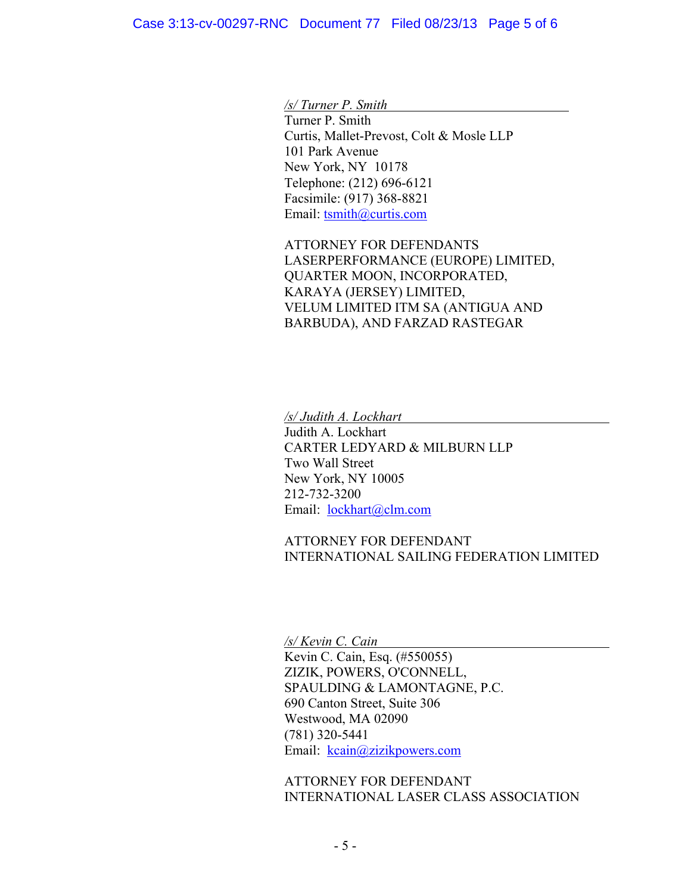*/s/ Turner P. Smith*

Turner P. Smith
Curtis, Mallet-Prevost, Colt & Mosle LLP
101 Park Avenue
New York, NY 10178
Telephone: (212) 696-6121
Facsimile: (917) 368-8821
Email: tsmith@curtis.com

ATTORNEY FOR DEFENDANTS
LASERPERFORMANCE (EUROPE) LIMITED,
QUARTER MOON, INCORPORATED,
KARAYA (JERSEY) LIMITED,
VELUM LIMITED ITM SA (ANTIGUA AND BARBUDA), AND FARZAD RASTEGAR

*/s/ Judith A. Lockhart*

Judith A. Lockhart
CARTER LEDYARD & MILBURN LLP
Two Wall Street
New York, NY 10005
212-732-3200
Email: lockhart@clm.com

ATTORNEY FOR DEFENDANT
INTERNATIONAL SAILING FEDERATION LIMITED

*/s/ Kevin C. Cain*

Kevin C. Cain, Esq. (#550055)
ZIZIK, POWERS, O'CONNELL,
SPAULDING & LAMONTAGNE, P.C.
690 Canton Street, Suite 306
Westwood, MA 02090
(781) 320-5441
Email: kcain@zizikpowers.com

ATTORNEY FOR DEFENDANT
INTERNATIONAL LASER CLASS ASSOCIATION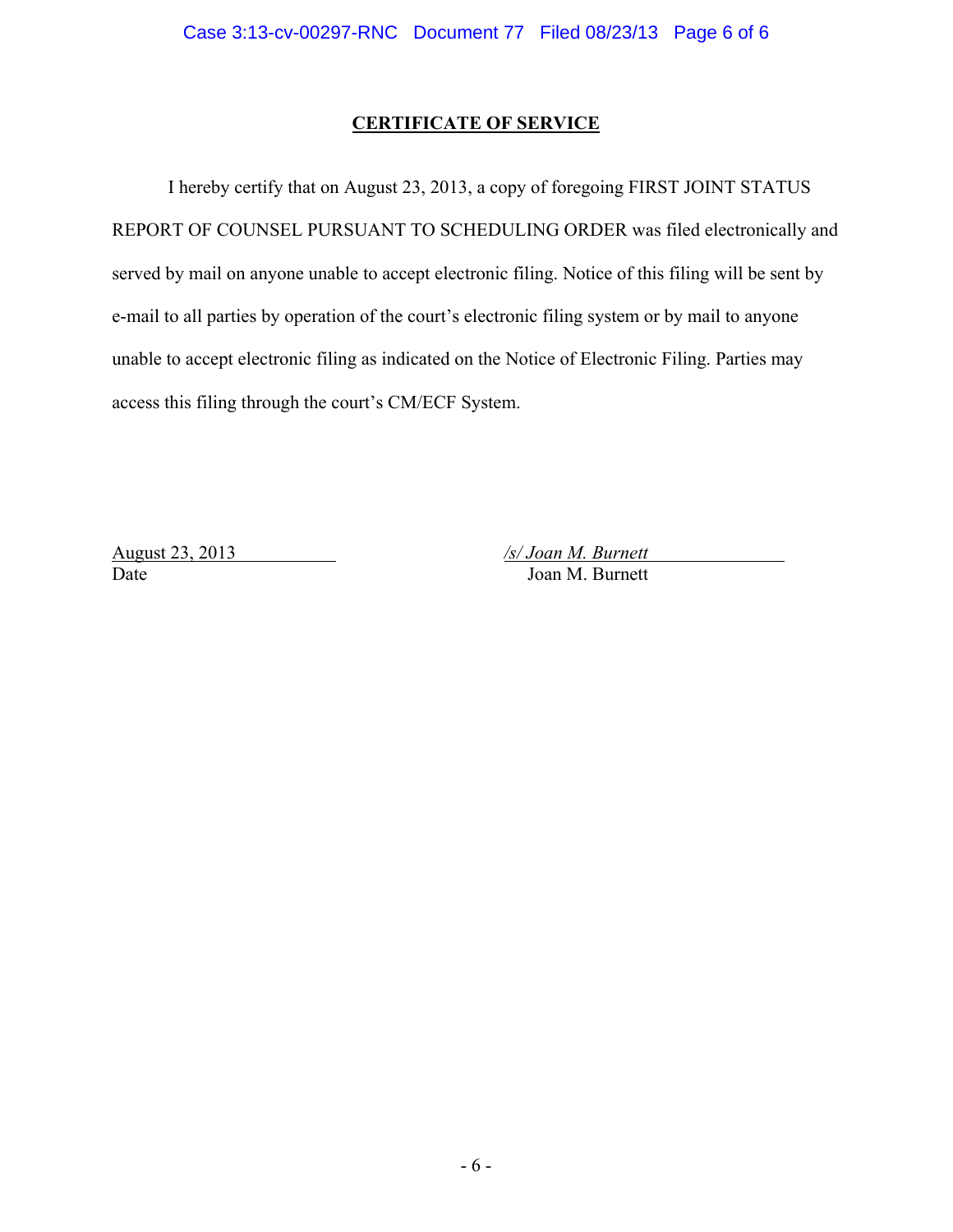## CERTIFICATE OF SERVICE

I hereby certify that on August 23, 2013, a copy of foregoing FIRST JOINT STATUS REPORT OF COUNSEL PURSUANT TO SCHEDULING ORDER was filed electronically and served by mail on anyone unable to accept electronic filing. Notice of this filing will be sent by e-mail to all parties by operation of the court's electronic filing system or by mail to anyone unable to accept electronic filing as indicated on the Notice of Electronic Filing. Parties may access this filing through the court's CM/ECF System.

August 23, 2013
Date

*/s/ Joan M. Burnett*
Joan M. Burnett